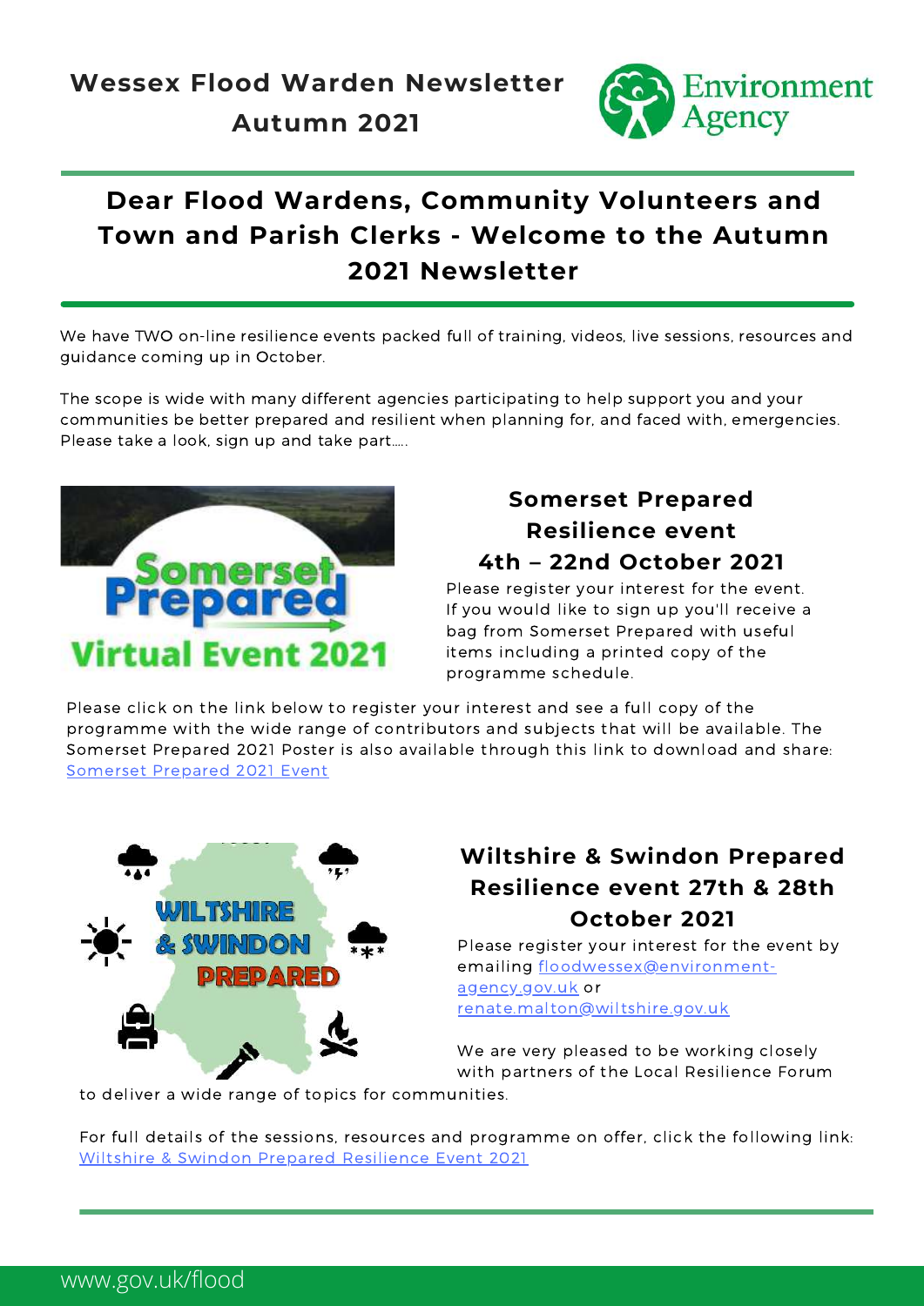# Wessex Flood Warden Newsletter

# Autumn 2021

## Dear Flood Wardens, Community Volunteers and Town and Parish Clerks - Welcome to the Autumn 2021 Newsletter

We have TWO on-line resilience events packed full of training, videos, live sessions, resources and guidance coming up in October.

The scope is wide with many different agencies participating to help support you and your communities be better prepared and resilient when planning for, and faced with, emergencies. Please take a look, sign up and take part.....

### Somerset Prepared Resilience event 4th – 22nd October 2021

Please register your interest for the event. If you would like to sign up you'll receive a bag from Somerset Prepared with useful items including a printed copy of the programme schedule.

Please click on the link below to register your interest and see a full copy of the programme with the wide range of contributors and subjects that will be available. The Somerset Prepared 2021 Poster is also available through this link to download and share: Somerset Prepared 2021 Event

### Wiltshire & Swindon Prepared Resilience event 27th & 28th October 2021

Please register your interest for the event by emailing floodwessex@environment-agency.gov.uk or renate.malton@wiltshire.gov.uk

We are very pleased to be working closely with partners of the Local Resilience Forum to deliver a wide range of topics for communities.

For full details of the sessions, resources and programme on offer, click the following link: Wiltshire & Swindon Prepared Resilience Event 2021

www.gov.uk/flood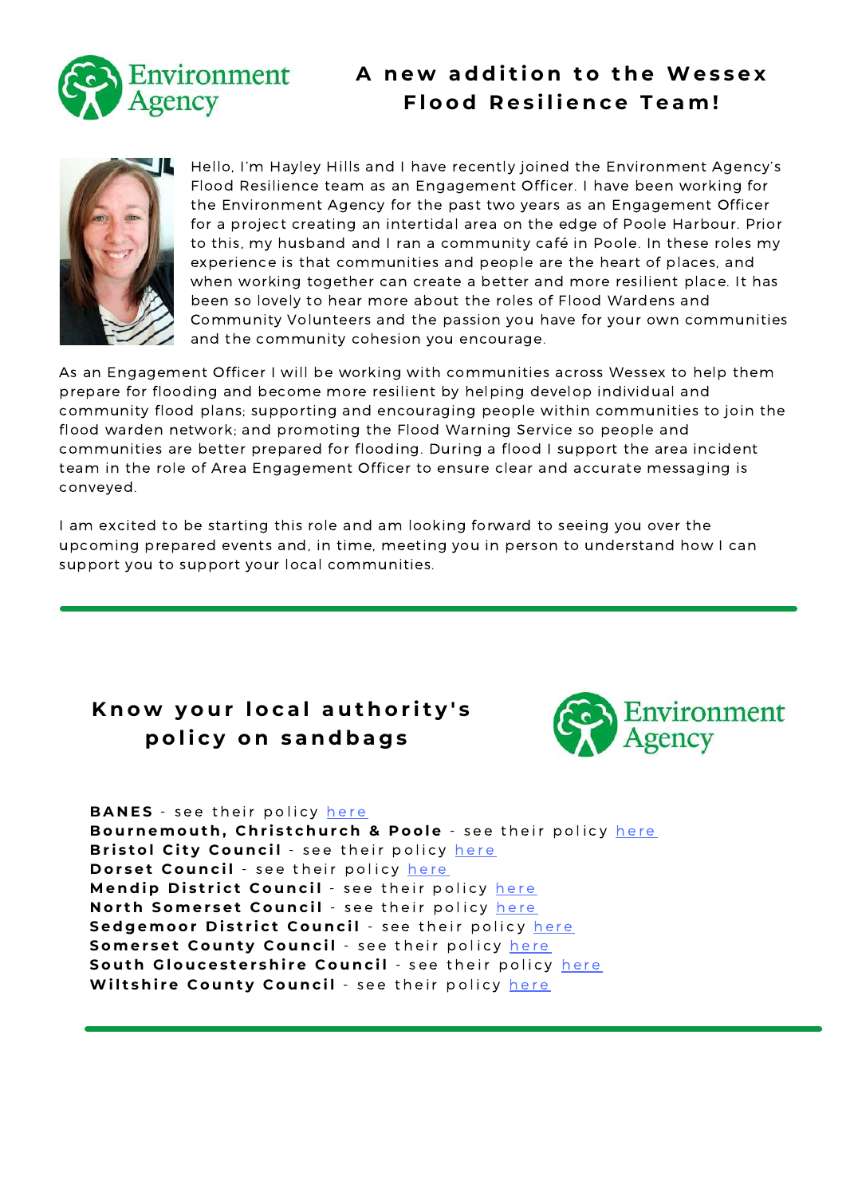## A new addition to the Wessex Flood Resilience Team!

Hello, I'm Hayley Hills and I have recently joined the Environment Agency's Flood Resilience team as an Engagement Officer. I have been working for the Environment Agency for the past two years as an Engagement Officer for a project creating an intertidal area on the edge of Poole Harbour. Prior to this, my husband and I ran a community café in Poole. In these roles my experience is that communities and people are the heart of places, and when working together can create a better and more resilient place. It has been so lovely to hear more about the roles of Flood Wardens and Community Volunteers and the passion you have for your own communities and the community cohesion you encourage.

As an Engagement Officer I will be working with communities across Wessex to help them prepare for flooding and become more resilient by helping develop individual and community flood plans; supporting and encouraging people within communities to join the flood warden network; and promoting the Flood Warning Service so people and communities are better prepared for flooding. During a flood I support the area incident team in the role of Area Engagement Officer to ensure clear and accurate messaging is conveyed.

I am excited to be starting this role and am looking forward to seeing you over the upcoming prepared events and, in time, meeting you in person to understand how I can support you to support your local communities.

---

## Know your local authority's policy on sandbags

**BANES** - see their policy here
**Bournemouth, Christchurch & Poole** - see their policy here
**Bristol City Council** - see their policy here
**Dorset Council** - see their policy here
**Mendip District Council** - see their policy here
**North Somerset Council** - see their policy here
**Sedgemoor District Council** - see their policy here
**Somerset County Council** - see their policy here
**South Gloucestershire Council** - see their policy here
**Wiltshire County Council** - see their policy here

---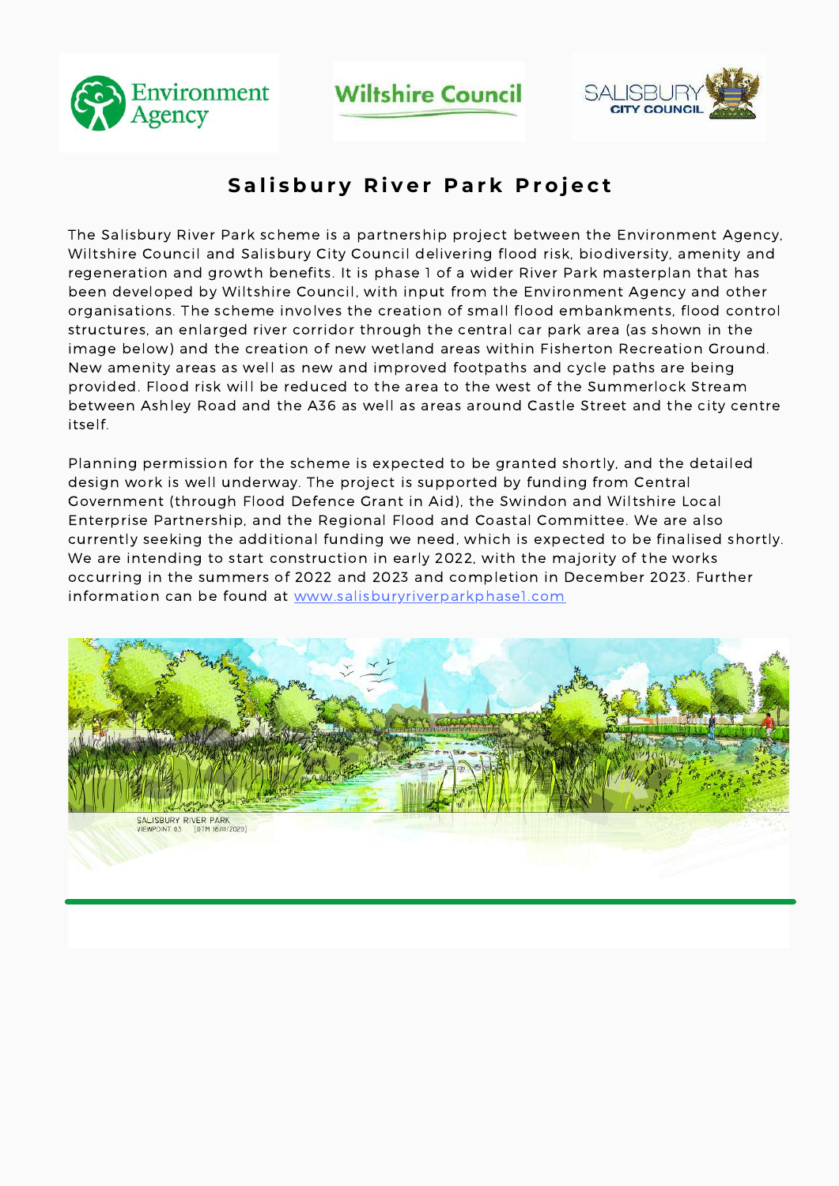# Salisbury River Park Project

The Salisbury River Park scheme is a partnership project between the Environment Agency, Wiltshire Council and Salisbury City Council delivering flood risk, biodiversity, amenity and regeneration and growth benefits. It is phase 1 of a wider River Park masterplan that has been developed by Wiltshire Council, with input from the Environment Agency and other organisations. The scheme involves the creation of small flood embankments, flood control structures, an enlarged river corridor through the central car park area (as shown in the image below) and the creation of new wetland areas within Fisherton Recreation Ground. New amenity areas as well as new and improved footpaths and cycle paths are being provided. Flood risk will be reduced to the area to the west of the Summerlock Stream between Ashley Road and the A36 as well as areas around Castle Street and the city centre itself.

Planning permission for the scheme is expected to be granted shortly, and the detailed design work is well underway. The project is supported by funding from Central Government (through Flood Defence Grant in Aid), the Swindon and Wiltshire Local Enterprise Partnership, and the Regional Flood and Coastal Committee. We are also currently seeking the additional funding we need, which is expected to be finalised shortly. We are intending to start construction in early 2022, with the majority of the works occurring in the summers of 2022 and 2023 and completion in December 2023. Further information can be found at [www.salisburyriverparkphase1.com](http://www.salisburyriverparkphase1.com)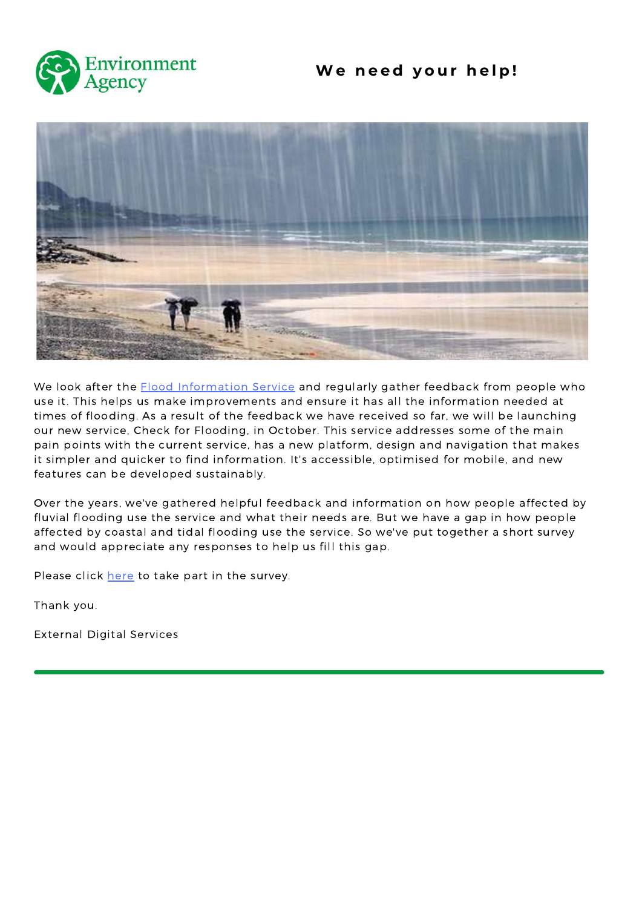# We need your help!

We look after the Flood Information Service and regularly gather feedback from people who use it. This helps us make improvements and ensure it has all the information needed at times of flooding. As a result of the feedback we have received so far, we will be launching our new service, Check for Flooding, in October. This service addresses some of the main pain points with the current service, has a new platform, design and navigation that makes it simpler and quicker to find information. It's accessible, optimised for mobile, and new features can be developed sustainably.

Over the years, we've gathered helpful feedback and information on how people affected by fluvial flooding use the service and what their needs are. But we have a gap in how people affected by coastal and tidal flooding use the service. So we've put together a short survey and would appreciate any responses to help us fill this gap.

Please click here to take part in the survey.

Thank you.

External Digital Services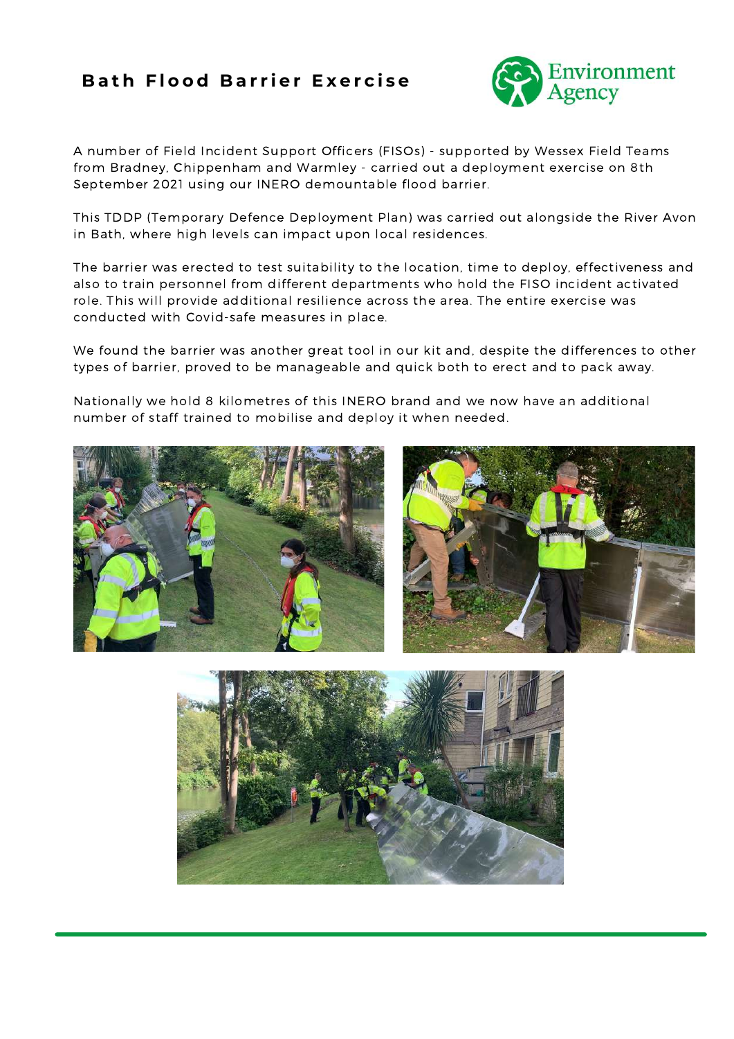# Bath Flood Barrier Exercise

A number of Field Incident Support Officers (FISOs) - supported by Wessex Field Teams from Bradney, Chippenham and Warmley - carried out a deployment exercise on 8th September 2021 using our INERO demountable flood barrier.

This TDDP (Temporary Defence Deployment Plan) was carried out alongside the River Avon in Bath, where high levels can impact upon local residences.

The barrier was erected to test suitability to the location, time to deploy, effectiveness and also to train personnel from different departments who hold the FISO incident activated role. This will provide additional resilience across the area. The entire exercise was conducted with Covid-safe measures in place.

We found the barrier was another great tool in our kit and, despite the differences to other types of barrier, proved to be manageable and quick both to erect and to pack away.

Nationally we hold 8 kilometres of this INERO brand and we now have an additional number of staff trained to mobilise and deploy it when needed.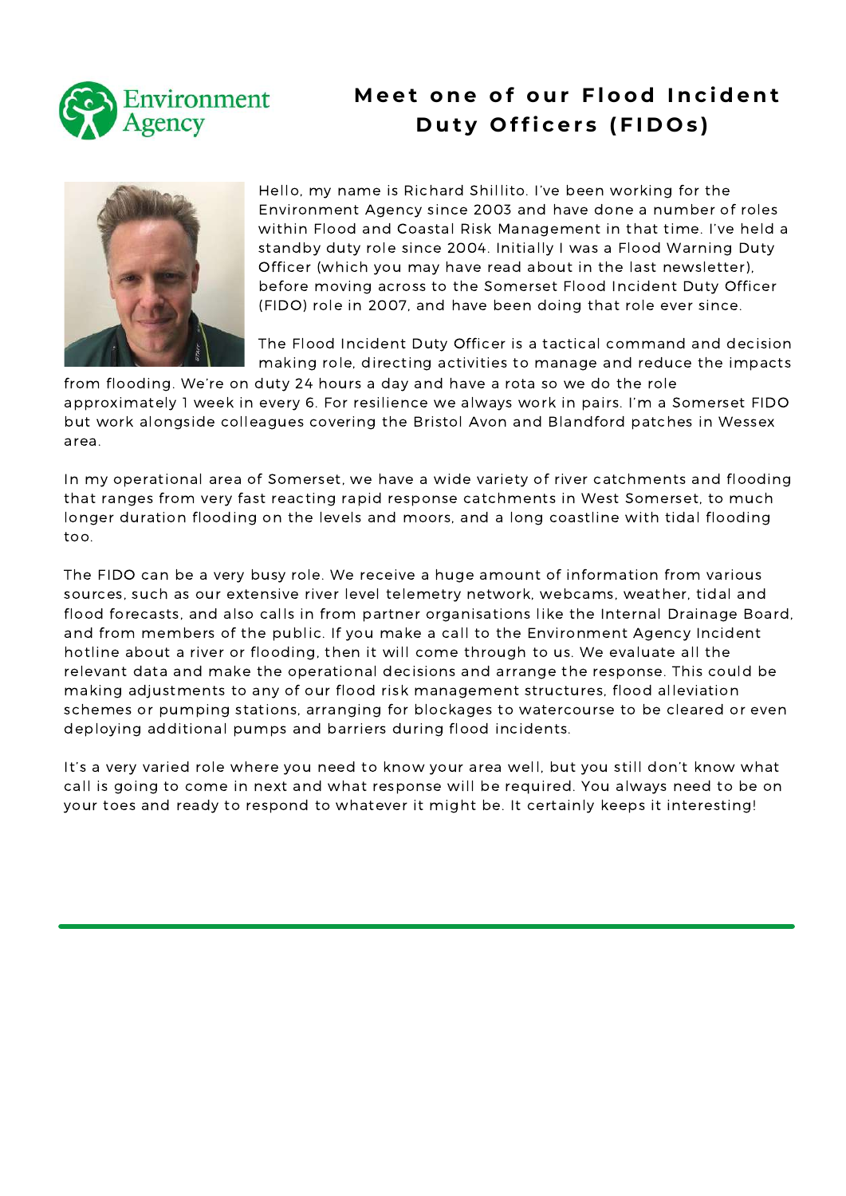# Meet one of our Flood Incident Duty Officers (FIDOs)

Hello, my name is Richard Shillito. I've been working for the Environment Agency since 2003 and have done a number of roles within Flood and Coastal Risk Management in that time. I've held a standby duty role since 2004. Initially I was a Flood Warning Duty Officer (which you may have read about in the last newsletter), before moving across to the Somerset Flood Incident Duty Officer (FIDO) role in 2007, and have been doing that role ever since.

The Flood Incident Duty Officer is a tactical command and decision making role, directing activities to manage and reduce the impacts from flooding. We're on duty 24 hours a day and have a rota so we do the role approximately 1 week in every 6. For resilience we always work in pairs. I'm a Somerset FIDO but work alongside colleagues covering the Bristol Avon and Blandford patches in Wessex area.

In my operational area of Somerset, we have a wide variety of river catchments and flooding that ranges from very fast reacting rapid response catchments in West Somerset, to much longer duration flooding on the levels and moors, and a long coastline with tidal flooding too.

The FIDO can be a very busy role. We receive a huge amount of information from various sources, such as our extensive river level telemetry network, webcams, weather, tidal and flood forecasts, and also calls in from partner organisations like the Internal Drainage Board, and from members of the public. If you make a call to the Environment Agency Incident hotline about a river or flooding, then it will come through to us. We evaluate all the relevant data and make the operational decisions and arrange the response. This could be making adjustments to any of our flood risk management structures, flood alleviation schemes or pumping stations, arranging for blockages to watercourse to be cleared or even deploying additional pumps and barriers during flood incidents.

It's a very varied role where you need to know your area well, but you still don't know what call is going to come in next and what response will be required. You always need to be on your toes and ready to respond to whatever it might be. It certainly keeps it interesting!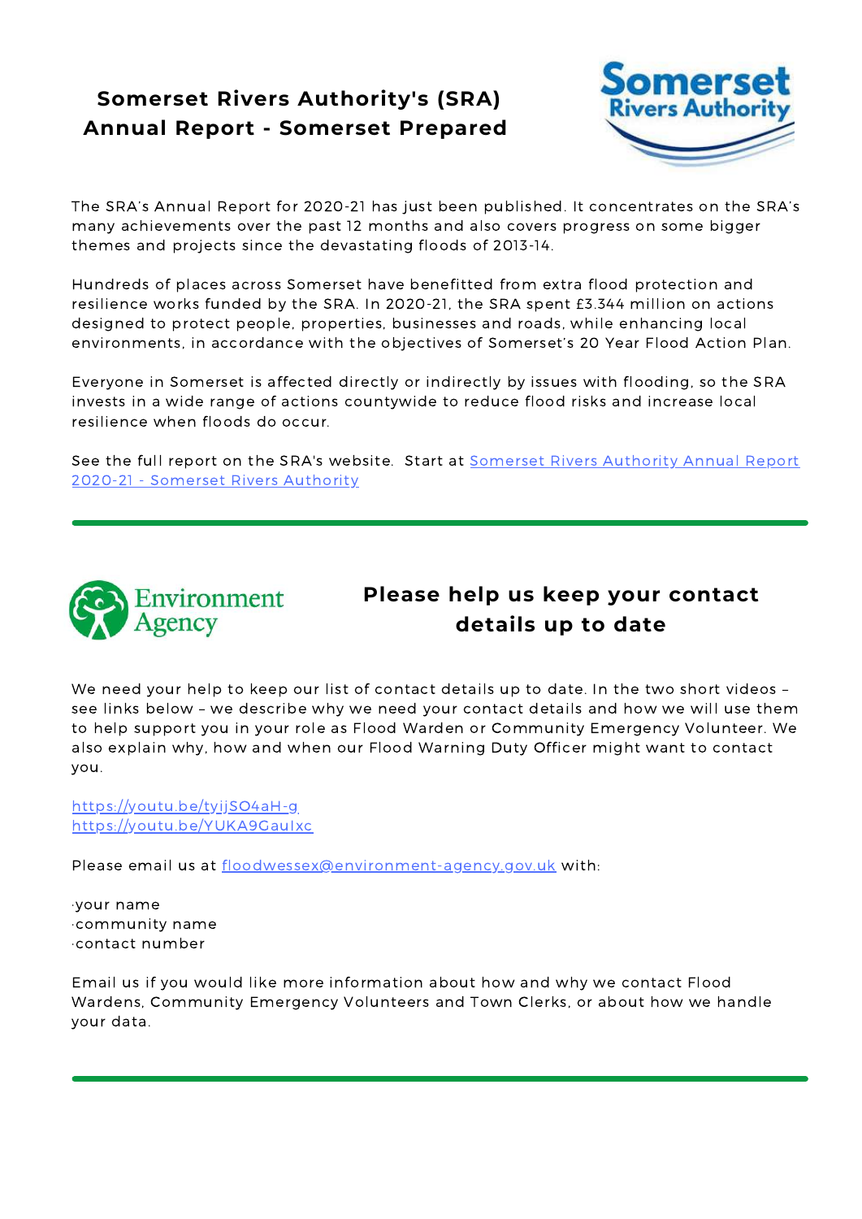## Somerset Rivers Authority's (SRA) Annual Report - Somerset Prepared

The SRA's Annual Report for 2020-21 has just been published. It concentrates on the SRA's many achievements over the past 12 months and also covers progress on some bigger themes and projects since the devastating floods of 2013-14.

Hundreds of places across Somerset have benefitted from extra flood protection and resilience works funded by the SRA. In 2020-21, the SRA spent £3.344 million on actions designed to protect people, properties, businesses and roads, while enhancing local environments, in accordance with the objectives of Somerset's 20 Year Flood Action Plan.

Everyone in Somerset is affected directly or indirectly by issues with flooding, so the SRA invests in a wide range of actions countywide to reduce flood risks and increase local resilience when floods do occur.

See the full report on the SRA's website. Start at Somerset Rivers Authority Annual Report 2020-21 - Somerset Rivers Authority

---

## Please help us keep your contact details up to date

We need your help to keep our list of contact details up to date. In the two short videos – see links below – we describe why we need your contact details and how we will use them to help support you in your role as Flood Warden or Community Emergency Volunteer. We also explain why, how and when our Flood Warning Duty Officer might want to contact you.

https://youtu.be/tyijSO4aH-g
https://youtu.be/YUKA9GauIxc

Please email us at floodwessex@environment-agency.gov.uk with:

- your name
- community name
- contact number

Email us if you would like more information about how and why we contact Flood Wardens, Community Emergency Volunteers and Town Clerks, or about how we handle your data.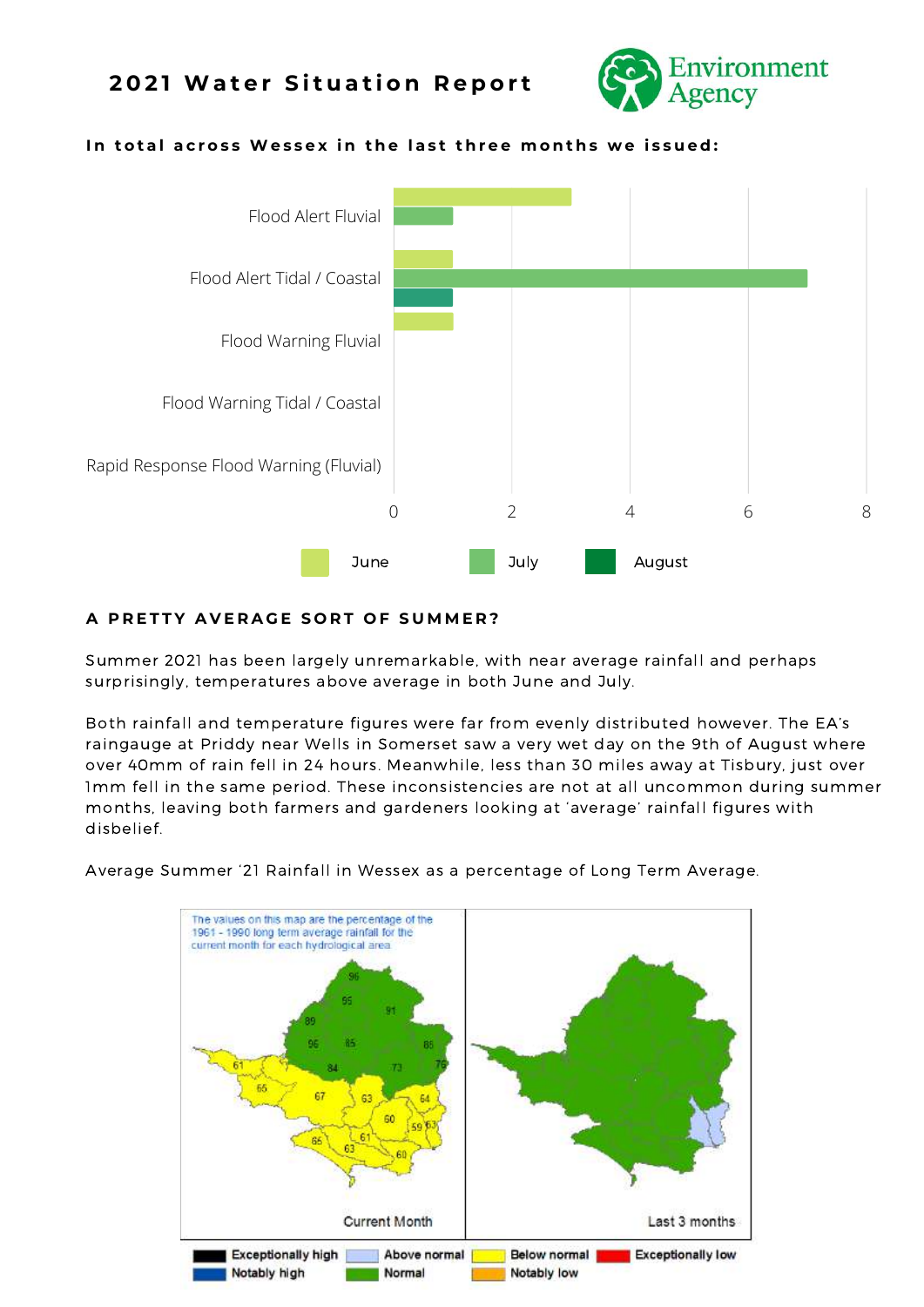# 2021 Water Situation Report

**In total across Wessex in the last three months we issued:**

| | June | July | August |
|---|---|---|---|
| Flood Alert Fluvial | 3 | 1 | |
| Flood Alert Tidal / Coastal | 1 | 7 | 1 |
| Flood Warning Fluvial | 1 | | |
| Flood Warning Tidal / Coastal | | | |
| Rapid Response Flood Warning (Fluvial) | | | |

## A PRETTY AVERAGE SORT OF SUMMER?

Summer 2021 has been largely unremarkable, with near average rainfall and perhaps surprisingly, temperatures above average in both June and July.

Both rainfall and temperature figures were far from evenly distributed however. The EA's raingauge at Priddy near Wells in Somerset saw a very wet day on the 9th of August where over 40mm of rain fell in 24 hours. Meanwhile, less than 30 miles away at Tisbury, just over 1mm fell in the same period. These inconsistencies are not at all uncommon during summer months, leaving both farmers and gardeners looking at 'average' rainfall figures with disbelief.

Average Summer '21 Rainfall in Wessex as a percentage of Long Term Average.

The values on this map are the percentage of the 1961 - 1990 long term average rainfall for the current month for each hydrological area

Current Month | Last 3 months

Exceptionally high | Above normal | Below normal | Exceptionally low | Notably high | Normal | Notably low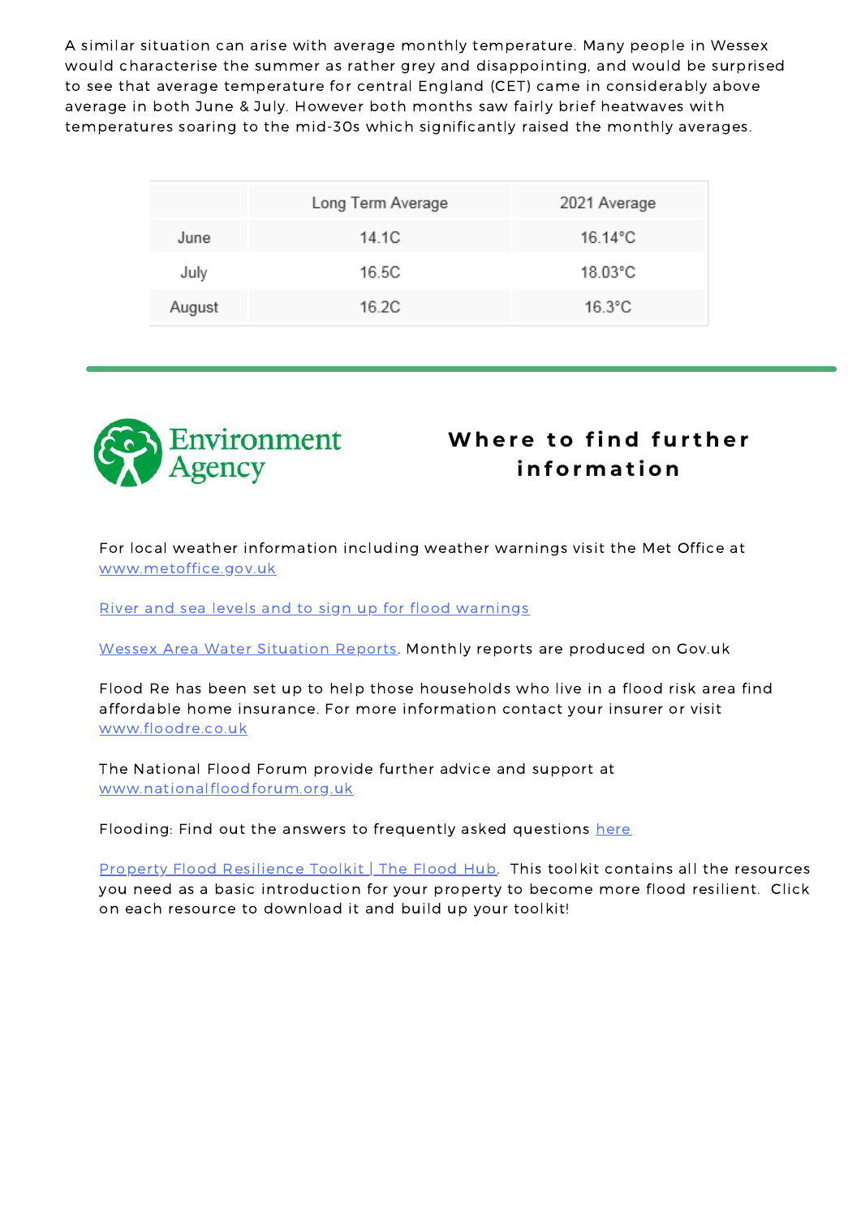A similar situation can arise with average monthly temperature. Many people in Wessex would characterise the summer as rather grey and disappointing, and would be surprised to see that average temperature for central England (CET) came in considerably above average in both June & July. However both months saw fairly brief heatwaves with temperatures soaring to the mid-30s which significantly raised the monthly averages.

| | Long Term Average | 2021 Average |
|---|---|---|
| June | 14.1C | 16.14°C |
| July | 16.5C | 18.03°C |
| August | 16.2C | 16.3°C |

Environment Agency

## Where to find further information

For local weather information including weather warnings visit the Met Office at www.metoffice.gov.uk

River and sea levels and to sign up for flood warnings

Wessex Area Water Situation Reports. Monthly reports are produced on Gov.uk

Flood Re has been set up to help those households who live in a flood risk area find affordable home insurance. For more information contact your insurer or visit www.floodre.co.uk

The National Flood Forum provide further advice and support at www.nationalfloodforum.org.uk

Flooding: Find out the answers to frequently asked questions here

Property Flood Resilience Toolkit | The Flood Hub. This toolkit contains all the resources you need as a basic introduction for your property to become more flood resilient. Click on each resource to download it and build up your toolkit!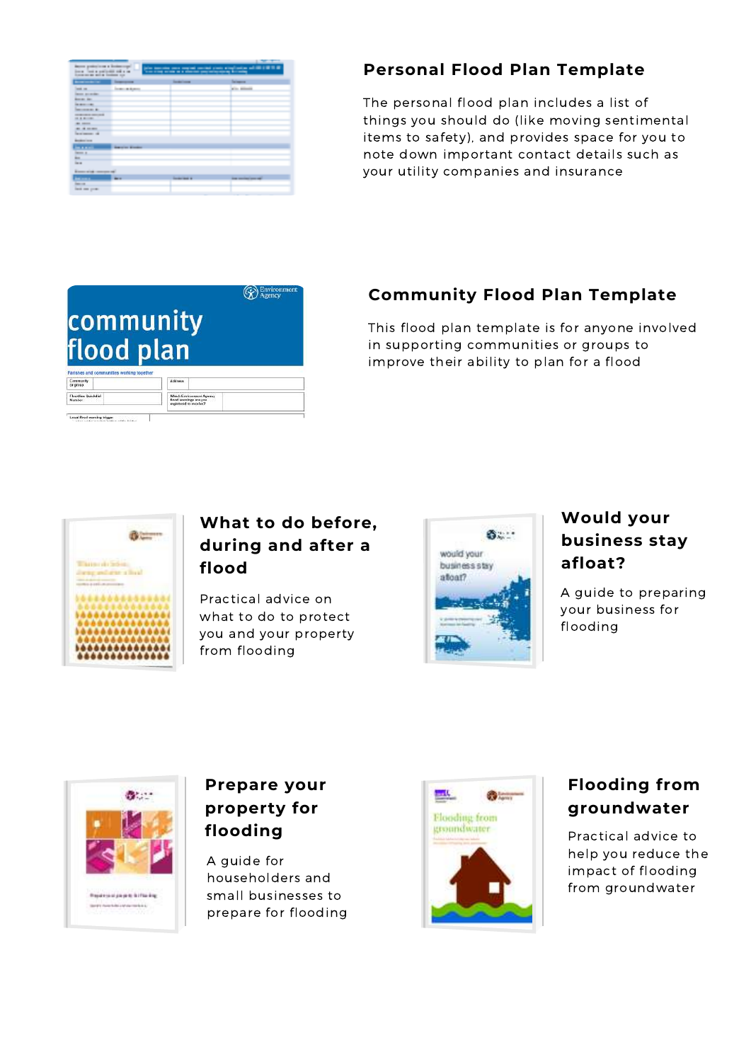## Personal Flood Plan Template

The personal flood plan includes a list of things you should do (like moving sentimental items to safety), and provides space for you to note down important contact details such as your utility companies and insurance

## Community Flood Plan Template

This flood plan template is for anyone involved in supporting communities or groups to improve their ability to plan for a flood

## What to do before, during and after a flood

Practical advice on what to do to protect you and your property from flooding

## Would your business stay afloat?

A guide to preparing your business for flooding

## Prepare your property for flooding

A guide for householders and small businesses to prepare for flooding

## Flooding from groundwater

Practical advice to help you reduce the impact of flooding from groundwater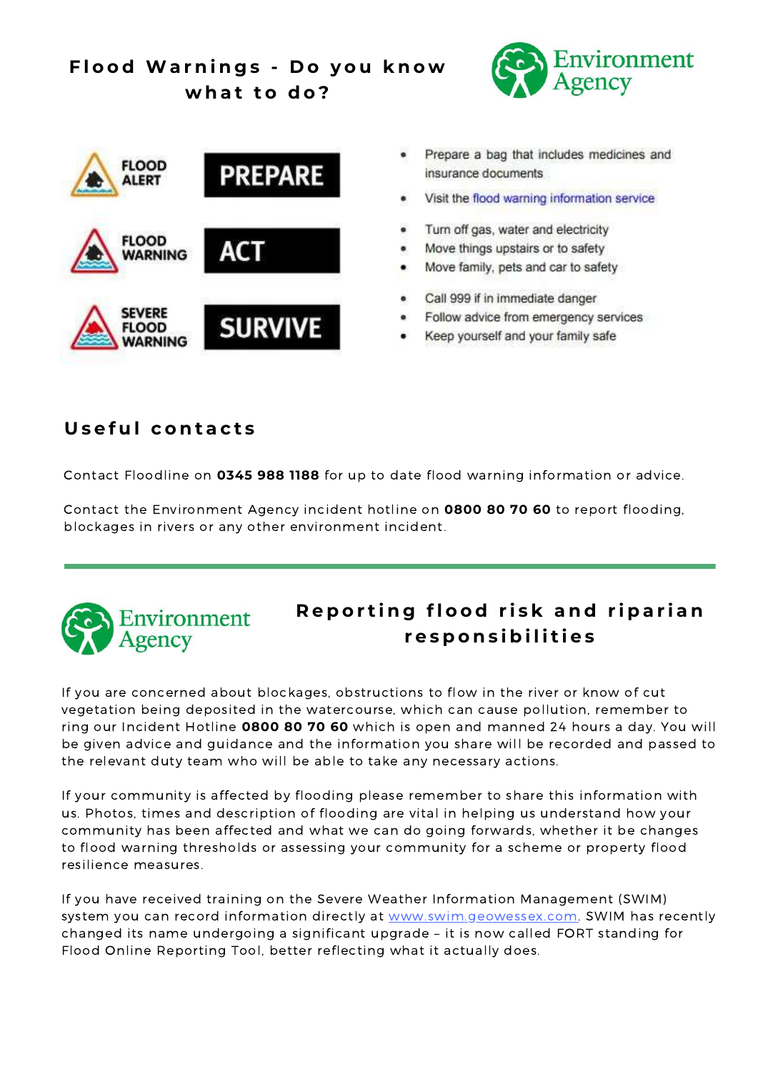# Flood Warnings - Do you know what to do?

Environment Agency

| | | |
|---|---|---|
| FLOOD ALERT | PREPARE | • Prepare a bag that includes medicines and insurance documents<br>• Visit the flood warning information service |
| FLOOD WARNING | ACT | • Turn off gas, water and electricity<br>• Move things upstairs or to safety<br>• Move family, pets and car to safety |
| SEVERE FLOOD WARNING | SURVIVE | • Call 999 if in immediate danger<br>• Follow advice from emergency services<br>• Keep yourself and your family safe |

## Useful contacts

Contact Floodline on **0345 988 1188** for up to date flood warning information or advice.

Contact the Environment Agency incident hotline on **0800 80 70 60** to report flooding, blockages in rivers or any other environment incident.

---

Environment Agency

## Reporting flood risk and riparian responsibilities

If you are concerned about blockages, obstructions to flow in the river or know of cut vegetation being deposited in the watercourse, which can cause pollution, remember to ring our Incident Hotline **0800 80 70 60** which is open and manned 24 hours a day. You will be given advice and guidance and the information you share will be recorded and passed to the relevant duty team who will be able to take any necessary actions.

If your community is affected by flooding please remember to share this information with us. Photos, times and description of flooding are vital in helping us understand how your community has been affected and what we can do going forwards, whether it be changes to flood warning thresholds or assessing your community for a scheme or property flood resilience measures.

If you have received training on the Severe Weather Information Management (SWIM) system you can record information directly at www.swim.geowessex.com. SWIM has recently changed its name undergoing a significant upgrade – it is now called FORT standing for Flood Online Reporting Tool, better reflecting what it actually does.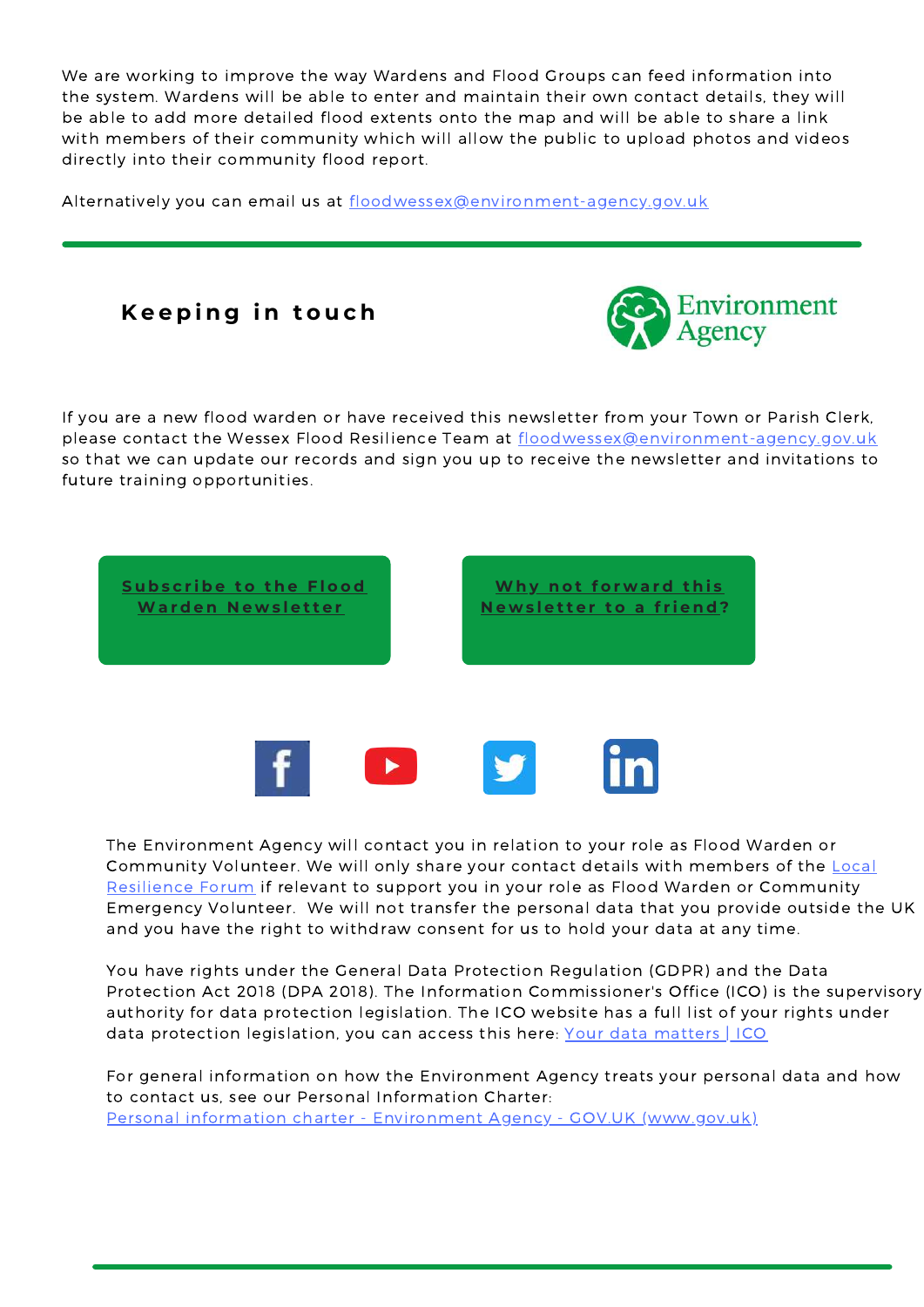We are working to improve the way Wardens and Flood Groups can feed information into the system. Wardens will be able to enter and maintain their own contact details, they will be able to add more detailed flood extents onto the map and will be able to share a link with members of their community which will allow the public to upload photos and videos directly into their community flood report.

Alternatively you can email us at floodwessex@environment-agency.gov.uk

## Keeping in touch

If you are a new flood warden or have received this newsletter from your Town or Parish Clerk, please contact the Wessex Flood Resilience Team at floodwessex@environment-agency.gov.uk so that we can update our records and sign up to receive the newsletter and invitations to future training opportunities.

**Subscribe to the Flood Warden Newsletter**

**Why not forward this Newsletter to a friend?**

The Environment Agency will contact you in relation to your role as Flood Warden or Community Volunteer. We will only share your contact details with members of the Local Resilience Forum if relevant to support you in your role as Flood Warden or Community Emergency Volunteer. We will not transfer the personal data that you provide outside the UK and you have the right to withdraw consent for us to hold your data at any time.

You have rights under the General Data Protection Regulation (GDPR) and the Data Protection Act 2018 (DPA 2018). The Information Commissioner's Office (ICO) is the supervisory authority for data protection legislation. The ICO website has a full list of your rights under data protection legislation, you can access this here: Your data matters | ICO

For general information on how the Environment Agency treats your personal data and how to contact us, see our Personal Information Charter:
Personal information charter - Environment Agency - GOV.UK (www.gov.uk)